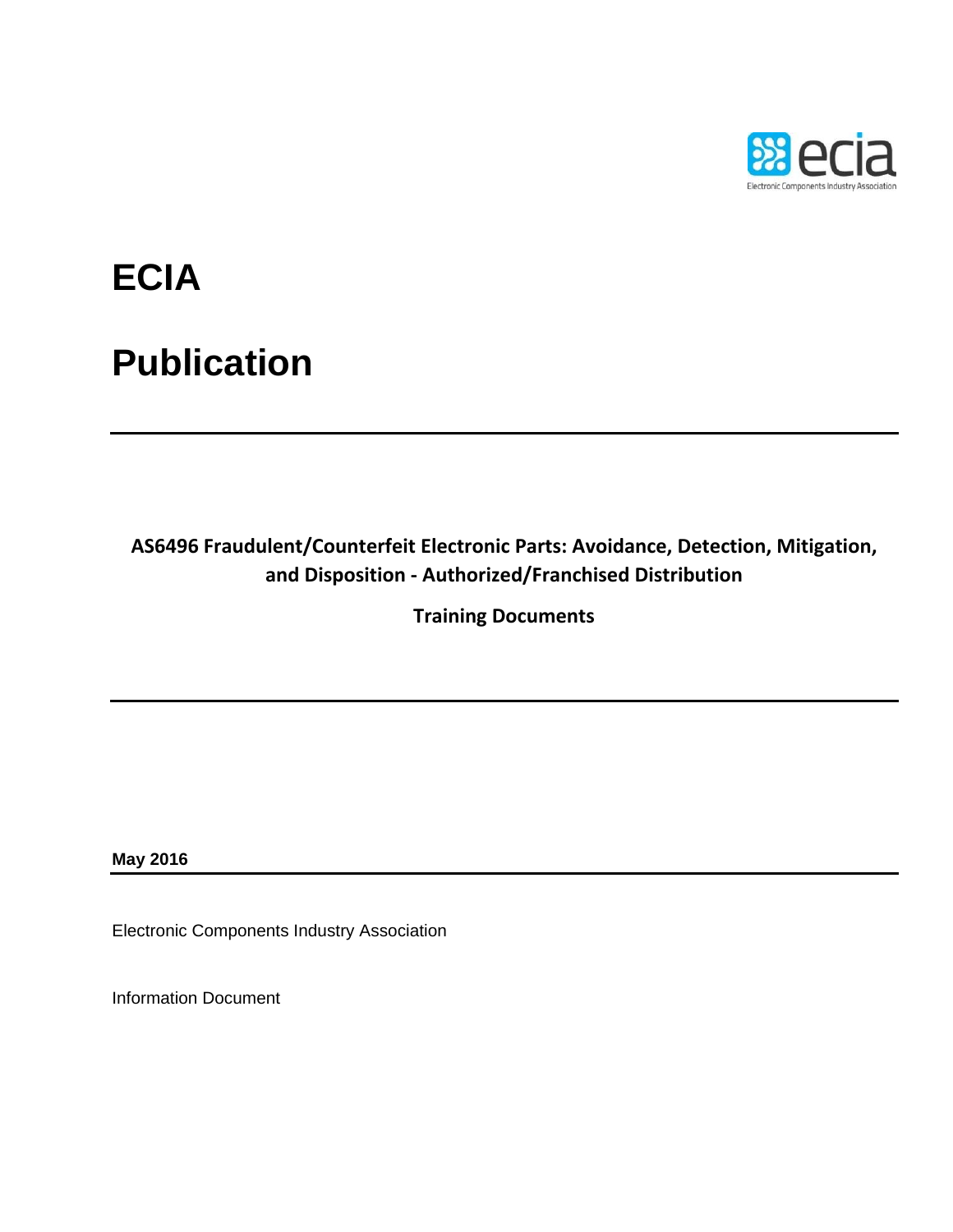# ECIA

# Publication

---

**AS6496 Fraudulent/Counterfeit Electronic Parts: Avoidance, Detection, Mitigation, and Disposition - Authorized/Franchised Distribution**

**Training Documents**

---

**May 2016**

---

Electronic Components Industry Association

Information Document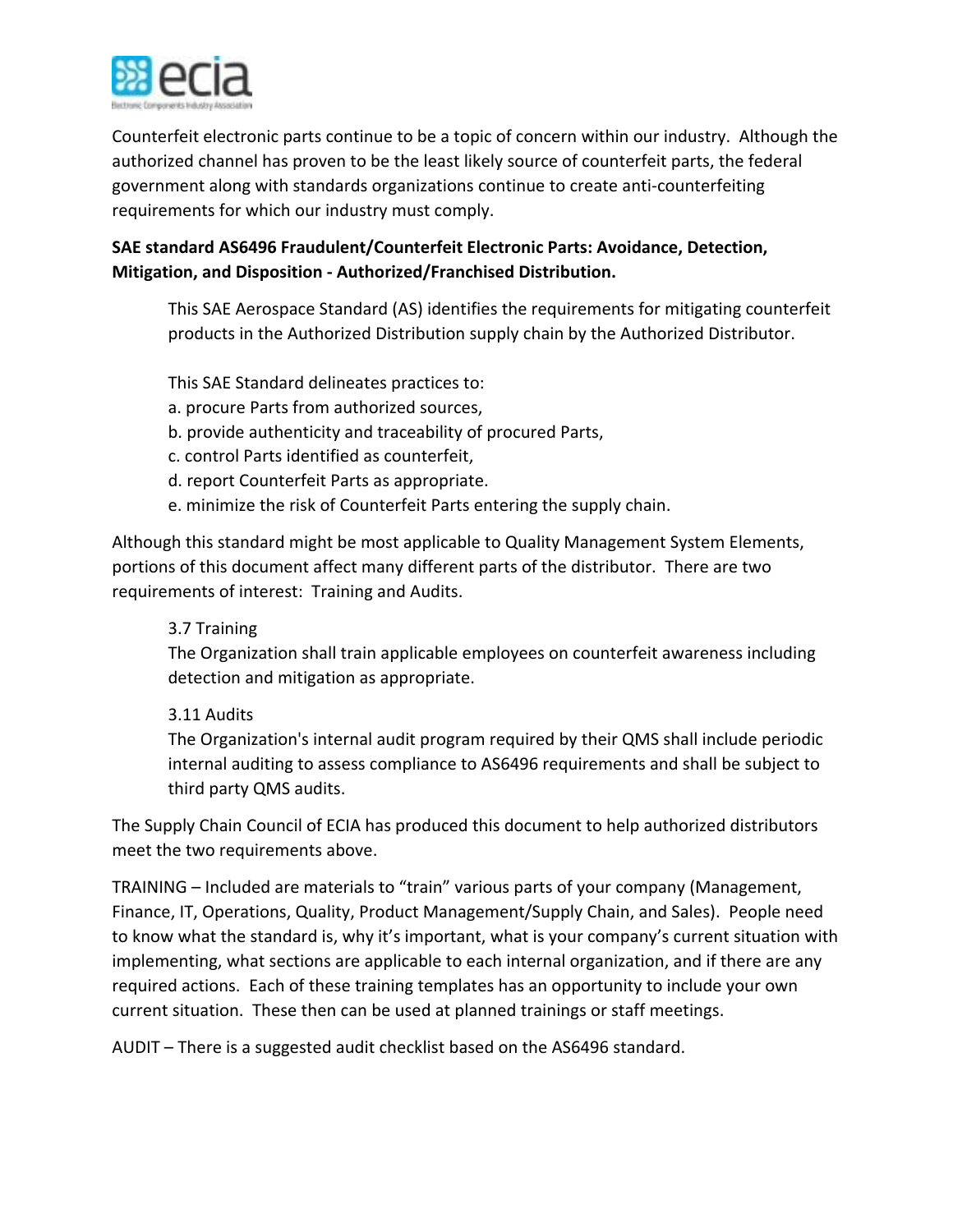Counterfeit electronic parts continue to be a topic of concern within our industry. Although the authorized channel has proven to be the least likely source of counterfeit parts, the federal government along with standards organizations continue to create anti-counterfeiting requirements for which our industry must comply.

**SAE standard AS6496 Fraudulent/Counterfeit Electronic Parts: Avoidance, Detection, Mitigation, and Disposition - Authorized/Franchised Distribution.**

> This SAE Aerospace Standard (AS) identifies the requirements for mitigating counterfeit products in the Authorized Distribution supply chain by the Authorized Distributor.
>
> This SAE Standard delineates practices to:
> a. procure Parts from authorized sources,
> b. provide authenticity and traceability of procured Parts,
> c. control Parts identified as counterfeit,
> d. report Counterfeit Parts as appropriate.
> e. minimize the risk of Counterfeit Parts entering the supply chain.

Although this standard might be most applicable to Quality Management System Elements, portions of this document affect many different parts of the distributor. There are two requirements of interest: Training and Audits.

> 3.7 Training
> The Organization shall train applicable employees on counterfeit awareness including detection and mitigation as appropriate.
>
> 3.11 Audits
> The Organization's internal audit program required by their QMS shall include periodic internal auditing to assess compliance to AS6496 requirements and shall be subject to third party QMS audits.

The Supply Chain Council of ECIA has produced this document to help authorized distributors meet the two requirements above.

TRAINING – Included are materials to "train" various parts of your company (Management, Finance, IT, Operations, Quality, Product Management/Supply Chain, and Sales). People need to know what the standard is, why it's important, what is your company's current situation with implementing, what sections are applicable to each internal organization, and if there are any required actions. Each of these training templates has an opportunity to include your own current situation. These then can be used at planned trainings or staff meetings.

AUDIT – There is a suggested audit checklist based on the AS6496 standard.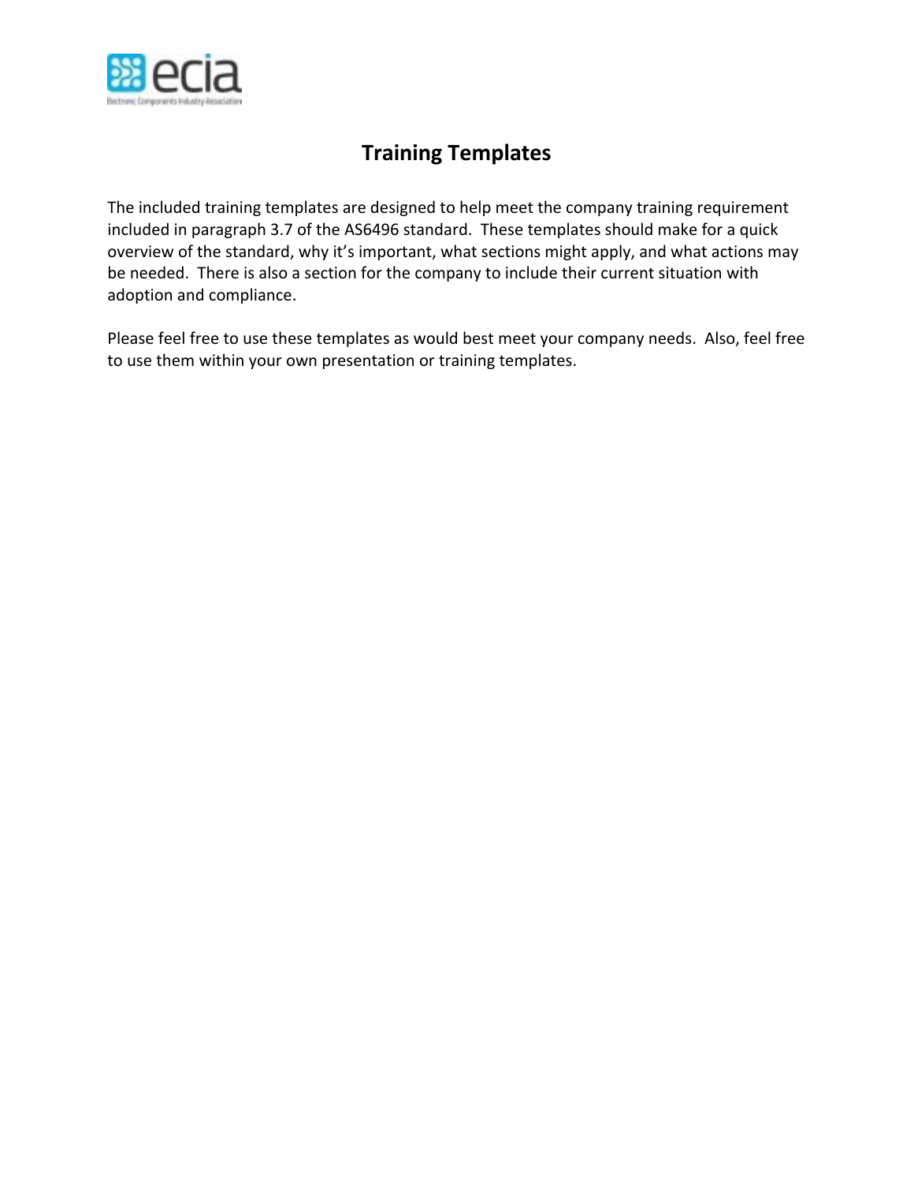# Training Templates

The included training templates are designed to help meet the company training requirement included in paragraph 3.7 of the AS6496 standard. These templates should make for a quick overview of the standard, why it's important, what sections might apply, and what actions may be needed. There is also a section for the company to include their current situation with adoption and compliance.

Please feel free to use these templates as would best meet your company needs. Also, feel free to use them within your own presentation or training templates.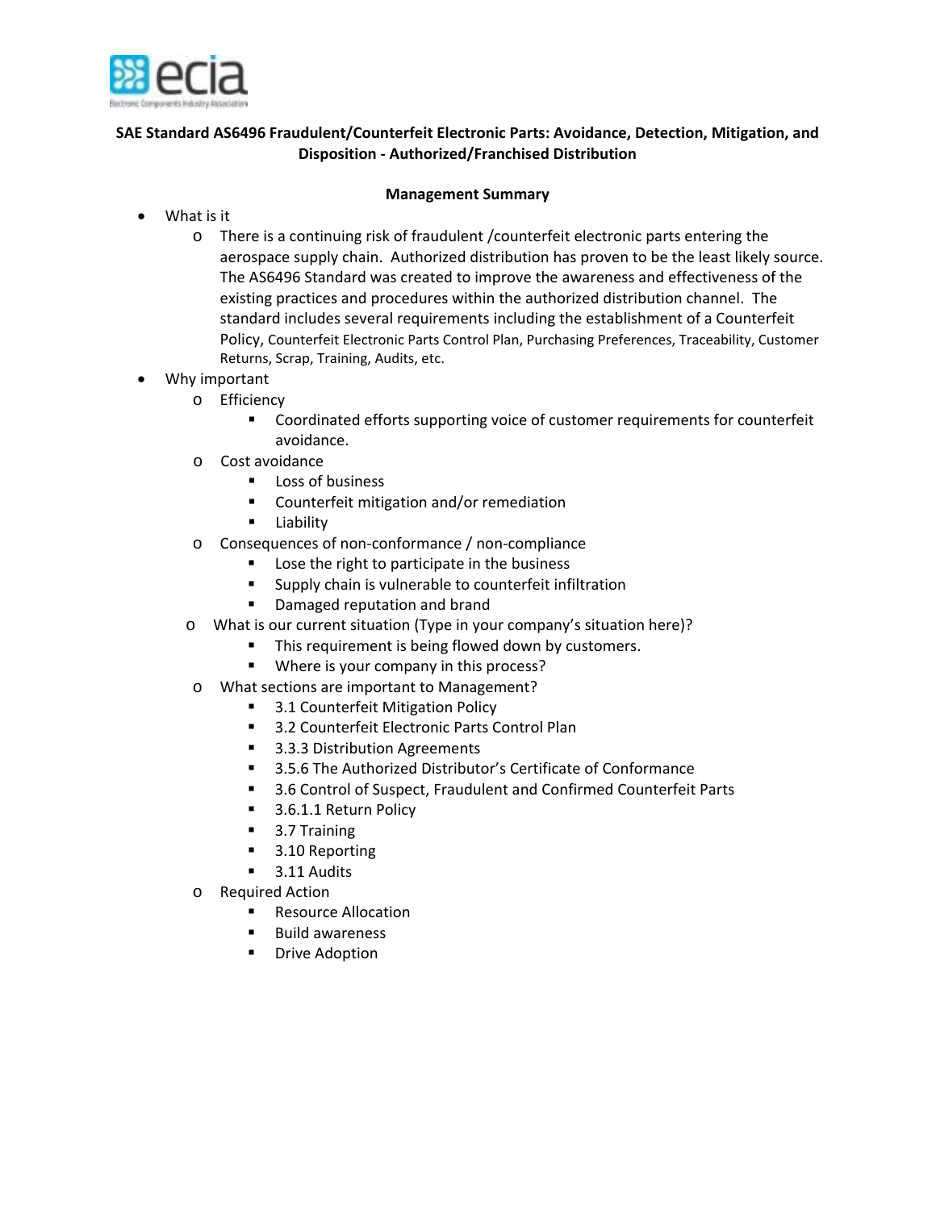**SAE Standard AS6496 Fraudulent/Counterfeit Electronic Parts: Avoidance, Detection, Mitigation, and Disposition - Authorized/Franchised Distribution**

**Management Summary**

- What is it
  - There is a continuing risk of fraudulent /counterfeit electronic parts entering the aerospace supply chain. Authorized distribution has proven to be the least likely source. The AS6496 Standard was created to improve the awareness and effectiveness of the existing practices and procedures within the authorized distribution channel. The standard includes several requirements including the establishment of a Counterfeit Policy, Counterfeit Electronic Parts Control Plan, Purchasing Preferences, Traceability, Customer Returns, Scrap, Training, Audits, etc.
- Why important
  - Efficiency
    - Coordinated efforts supporting voice of customer requirements for counterfeit avoidance.
  - Cost avoidance
    - Loss of business
    - Counterfeit mitigation and/or remediation
    - Liability
  - Consequences of non-conformance / non-compliance
    - Lose the right to participate in the business
    - Supply chain is vulnerable to counterfeit infiltration
    - Damaged reputation and brand
  - What is our current situation (Type in your company's situation here)?
    - This requirement is being flowed down by customers.
    - Where is your company in this process?
  - What sections are important to Management?
    - 3.1 Counterfeit Mitigation Policy
    - 3.2 Counterfeit Electronic Parts Control Plan
    - 3.3.3 Distribution Agreements
    - 3.5.6 The Authorized Distributor's Certificate of Conformance
    - 3.6 Control of Suspect, Fraudulent and Confirmed Counterfeit Parts
    - 3.6.1.1 Return Policy
    - 3.7 Training
    - 3.10 Reporting
    - 3.11 Audits
  - Required Action
    - Resource Allocation
    - Build awareness
    - Drive Adoption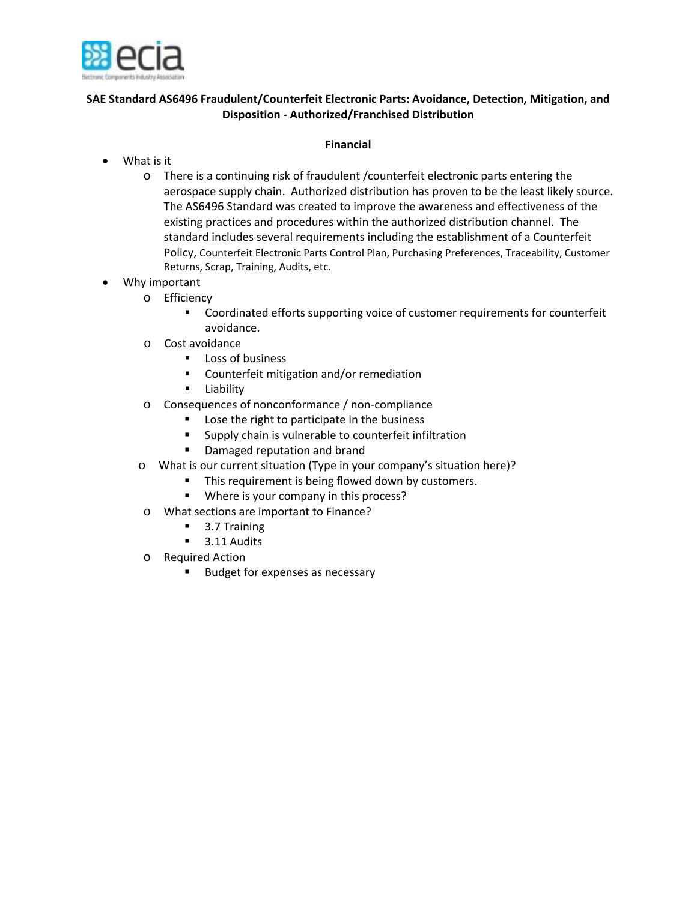**SAE Standard AS6496 Fraudulent/Counterfeit Electronic Parts: Avoidance, Detection, Mitigation, and Disposition - Authorized/Franchised Distribution**

**Financial**

- What is it
  - There is a continuing risk of fraudulent /counterfeit electronic parts entering the aerospace supply chain. Authorized distribution has proven to be the least likely source. The AS6496 Standard was created to improve the awareness and effectiveness of the existing practices and procedures within the authorized distribution channel. The standard includes several requirements including the establishment of a Counterfeit Policy, Counterfeit Electronic Parts Control Plan, Purchasing Preferences, Traceability, Customer Returns, Scrap, Training, Audits, etc.
- Why important
  - Efficiency
    - Coordinated efforts supporting voice of customer requirements for counterfeit avoidance.
  - Cost avoidance
    - Loss of business
    - Counterfeit mitigation and/or remediation
    - Liability
  - Consequences of nonconformance / non-compliance
    - Lose the right to participate in the business
    - Supply chain is vulnerable to counterfeit infiltration
    - Damaged reputation and brand
  - What is our current situation (Type in your company's situation here)?
    - This requirement is being flowed down by customers.
    - Where is your company in this process?
  - What sections are important to Finance?
    - 3.7 Training
    - 3.11 Audits
  - Required Action
    - Budget for expenses as necessary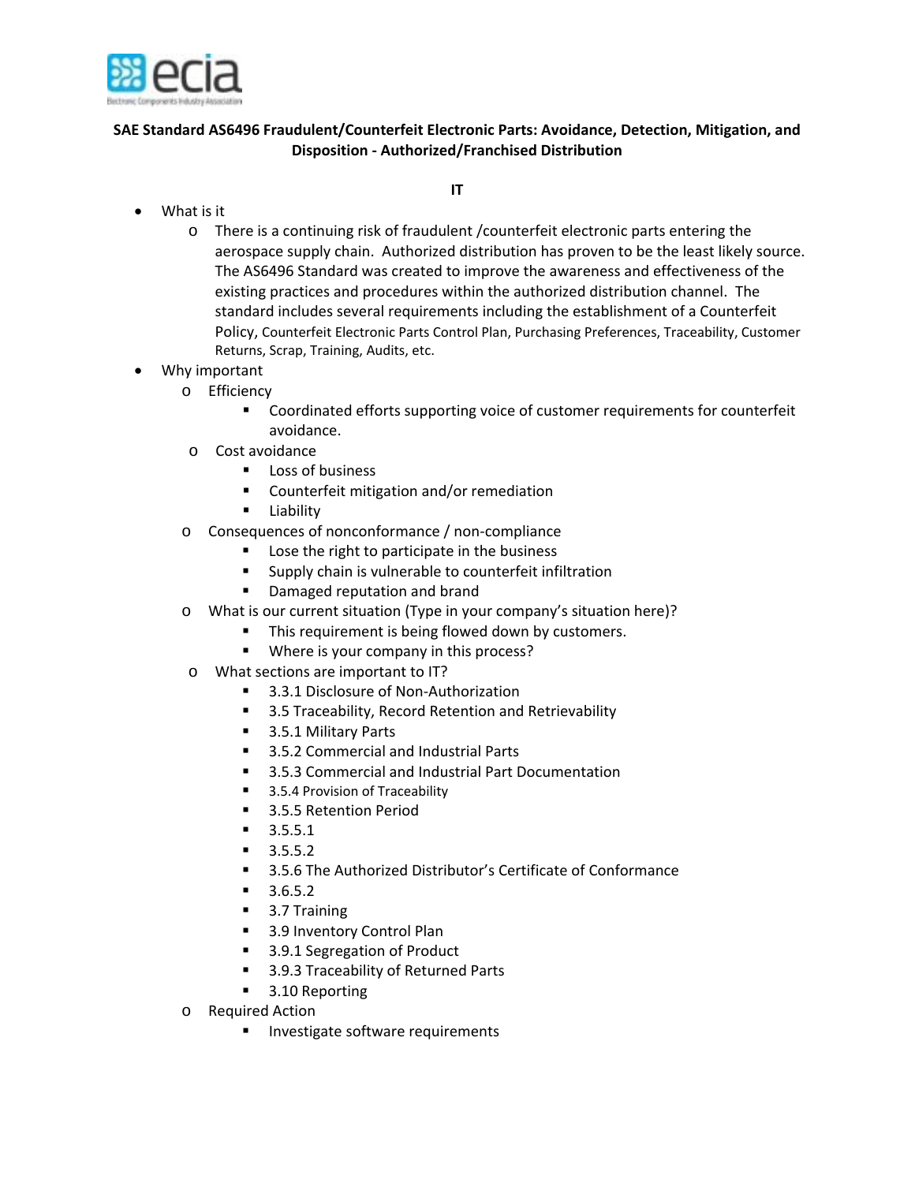**SAE Standard AS6496 Fraudulent/Counterfeit Electronic Parts: Avoidance, Detection, Mitigation, and Disposition - Authorized/Franchised Distribution**

**IT**

- What is it
  - There is a continuing risk of fraudulent /counterfeit electronic parts entering the aerospace supply chain. Authorized distribution has proven to be the least likely source. The AS6496 Standard was created to improve the awareness and effectiveness of the existing practices and procedures within the authorized distribution channel. The standard includes several requirements including the establishment of a Counterfeit Policy, Counterfeit Electronic Parts Control Plan, Purchasing Preferences, Traceability, Customer Returns, Scrap, Training, Audits, etc.
- Why important
  - Efficiency
    - Coordinated efforts supporting voice of customer requirements for counterfeit avoidance.
  - Cost avoidance
    - Loss of business
    - Counterfeit mitigation and/or remediation
    - Liability
  - Consequences of nonconformance / non-compliance
    - Lose the right to participate in the business
    - Supply chain is vulnerable to counterfeit infiltration
    - Damaged reputation and brand
  - What is our current situation (Type in your company's situation here)?
    - This requirement is being flowed down by customers.
    - Where is your company in this process?
  - What sections are important to IT?
    - 3.3.1 Disclosure of Non-Authorization
    - 3.5 Traceability, Record Retention and Retrievability
    - 3.5.1 Military Parts
    - 3.5.2 Commercial and Industrial Parts
    - 3.5.3 Commercial and Industrial Part Documentation
    - 3.5.4 Provision of Traceability
    - 3.5.5 Retention Period
    - 3.5.5.1
    - 3.5.5.2
    - 3.5.6 The Authorized Distributor's Certificate of Conformance
    - 3.6.5.2
    - 3.7 Training
    - 3.9 Inventory Control Plan
    - 3.9.1 Segregation of Product
    - 3.9.3 Traceability of Returned Parts
    - 3.10 Reporting
  - Required Action
    - Investigate software requirements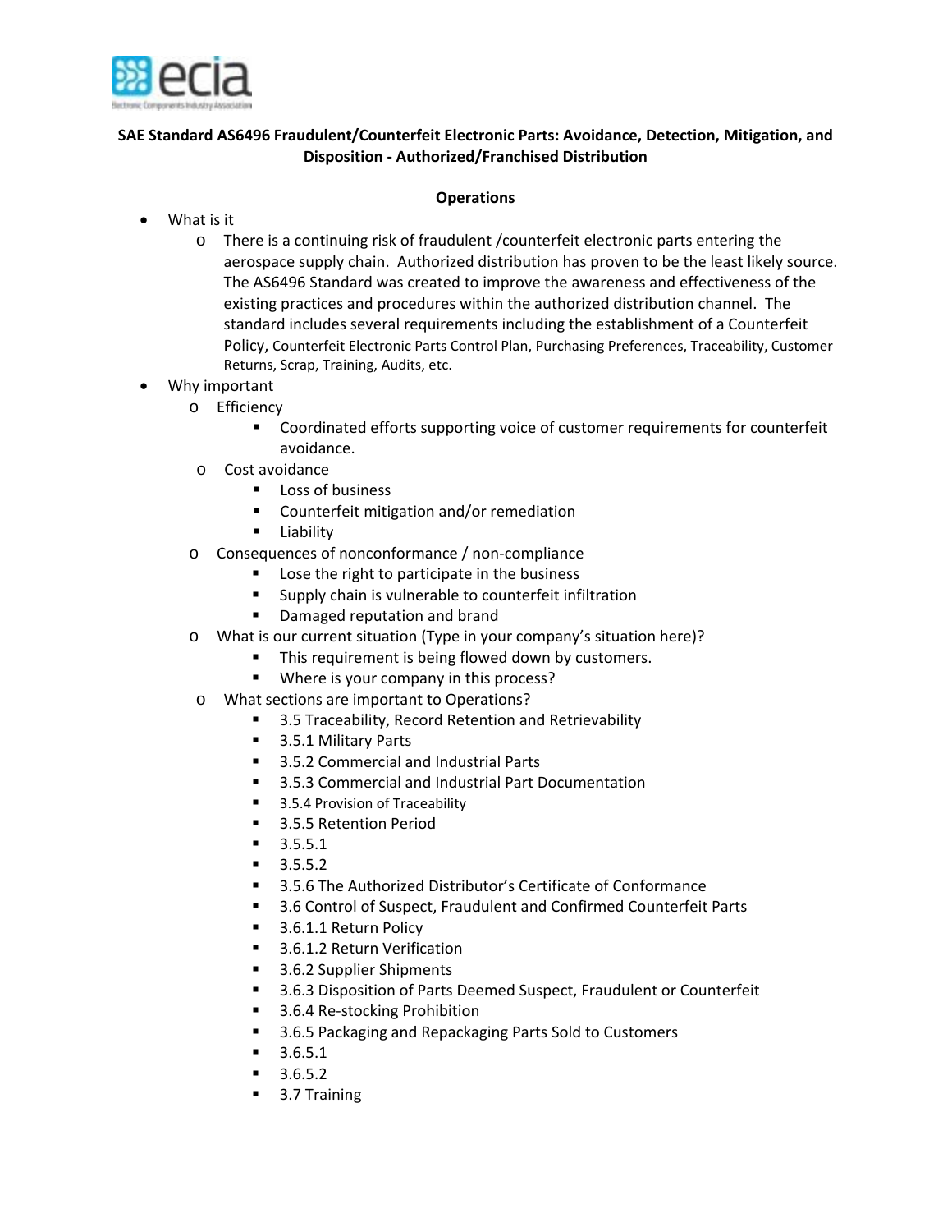ecia

Electronic Components Industry Association

**SAE Standard AS6496 Fraudulent/Counterfeit Electronic Parts: Avoidance, Detection, Mitigation, and Disposition - Authorized/Franchised Distribution**

**Operations**

- What is it
  - There is a continuing risk of fraudulent /counterfeit electronic parts entering the aerospace supply chain. Authorized distribution has proven to be the least likely source. The AS6496 Standard was created to improve the awareness and effectiveness of the existing practices and procedures within the authorized distribution channel. The standard includes several requirements including the establishment of a Counterfeit Policy, Counterfeit Electronic Parts Control Plan, Purchasing Preferences, Traceability, Customer Returns, Scrap, Training, Audits, etc.
- Why important
  - Efficiency
    - Coordinated efforts supporting voice of customer requirements for counterfeit avoidance.
  - Cost avoidance
    - Loss of business
    - Counterfeit mitigation and/or remediation
    - Liability
  - Consequences of nonconformance / non-compliance
    - Lose the right to participate in the business
    - Supply chain is vulnerable to counterfeit infiltration
    - Damaged reputation and brand
  - What is our current situation (Type in your company's situation here)?
    - This requirement is being flowed down by customers.
    - Where is your company in this process?
  - What sections are important to Operations?
    - 3.5 Traceability, Record Retention and Retrievability
    - 3.5.1 Military Parts
    - 3.5.2 Commercial and Industrial Parts
    - 3.5.3 Commercial and Industrial Part Documentation
    - 3.5.4 Provision of Traceability
    - 3.5.5 Retention Period
    - 3.5.5.1
    - 3.5.5.2
    - 3.5.6 The Authorized Distributor's Certificate of Conformance
    - 3.6 Control of Suspect, Fraudulent and Confirmed Counterfeit Parts
    - 3.6.1.1 Return Policy
    - 3.6.1.2 Return Verification
    - 3.6.2 Supplier Shipments
    - 3.6.3 Disposition of Parts Deemed Suspect, Fraudulent or Counterfeit
    - 3.6.4 Re-stocking Prohibition
    - 3.6.5 Packaging and Repackaging Parts Sold to Customers
    - 3.6.5.1
    - 3.6.5.2
    - 3.7 Training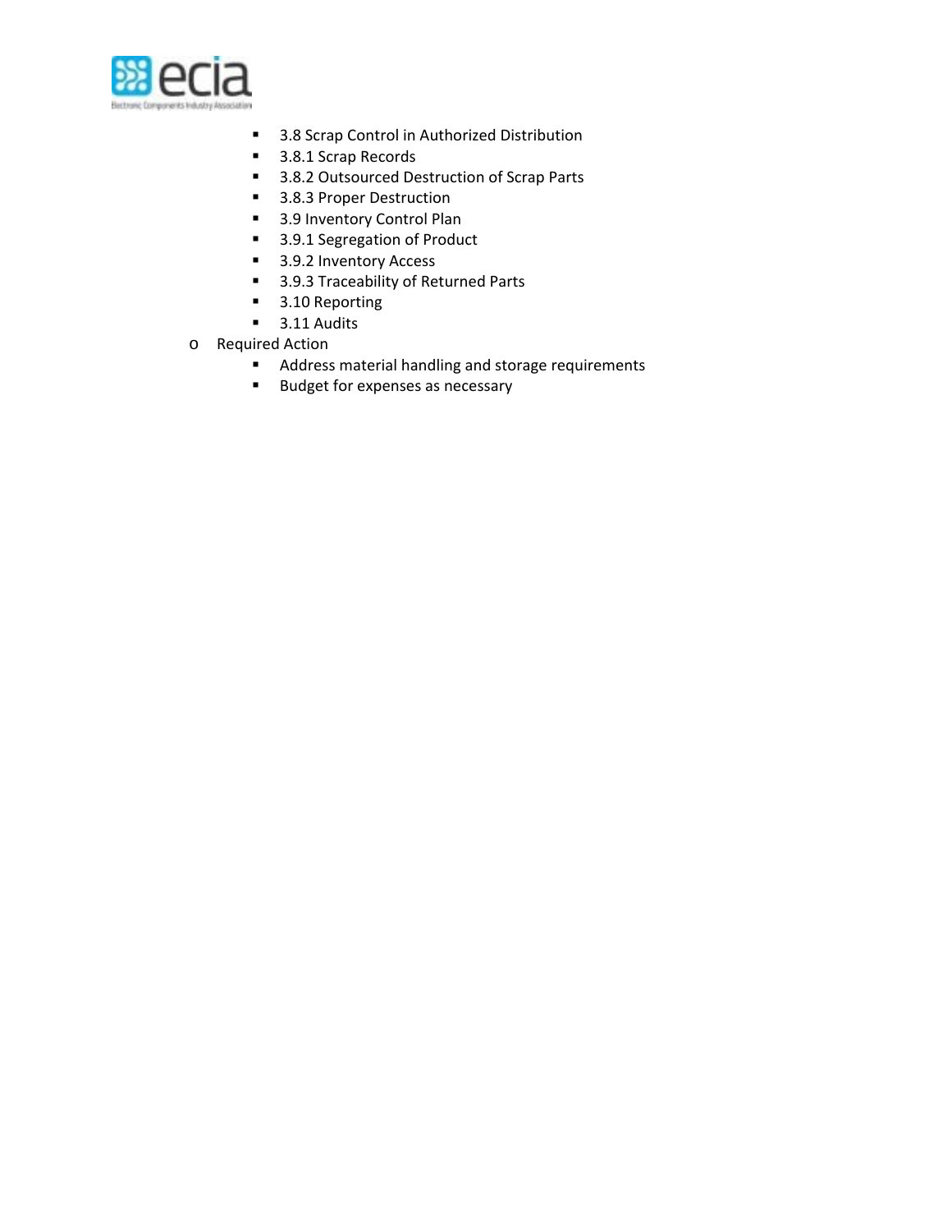- 3.8 Scrap Control in Authorized Distribution
        - 3.8.1 Scrap Records
        - 3.8.2 Outsourced Destruction of Scrap Parts
        - 3.8.3 Proper Destruction
        - 3.9 Inventory Control Plan
        - 3.9.1 Segregation of Product
        - 3.9.2 Inventory Access
        - 3.9.3 Traceability of Returned Parts
        - 3.10 Reporting
        - 3.11 Audits
    - Required Action
        - Address material handling and storage requirements
        - Budget for expenses as necessary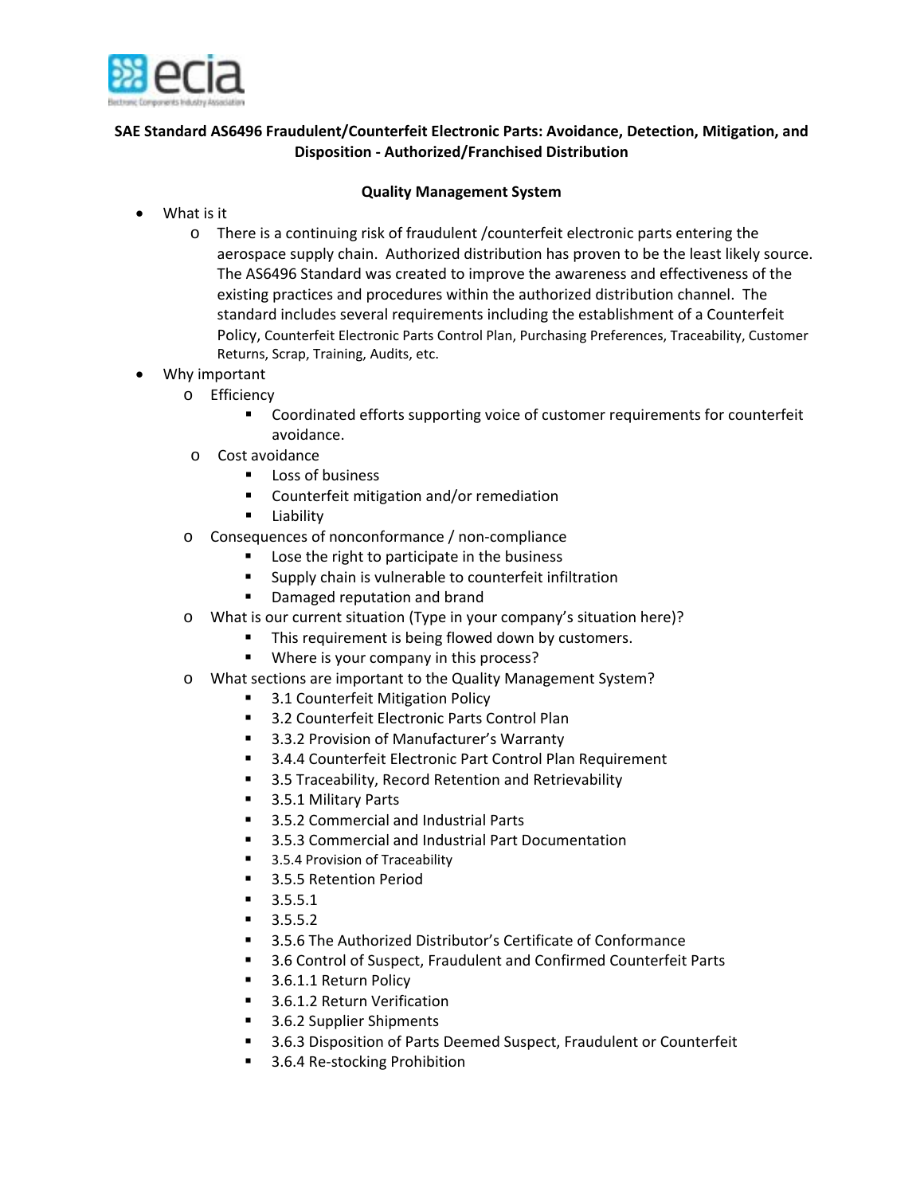**SAE Standard AS6496 Fraudulent/Counterfeit Electronic Parts: Avoidance, Detection, Mitigation, and Disposition - Authorized/Franchised Distribution**

**Quality Management System**

- What is it
  - There is a continuing risk of fraudulent /counterfeit electronic parts entering the aerospace supply chain. Authorized distribution has proven to be the least likely source. The AS6496 Standard was created to improve the awareness and effectiveness of the existing practices and procedures within the authorized distribution channel. The standard includes several requirements including the establishment of a Counterfeit Policy, Counterfeit Electronic Parts Control Plan, Purchasing Preferences, Traceability, Customer Returns, Scrap, Training, Audits, etc.
- Why important
  - Efficiency
    - Coordinated efforts supporting voice of customer requirements for counterfeit avoidance.
  - Cost avoidance
    - Loss of business
    - Counterfeit mitigation and/or remediation
    - Liability
  - Consequences of nonconformance / non-compliance
    - Lose the right to participate in the business
    - Supply chain is vulnerable to counterfeit infiltration
    - Damaged reputation and brand
  - What is our current situation (Type in your company's situation here)?
    - This requirement is being flowed down by customers.
    - Where is your company in this process?
  - What sections are important to the Quality Management System?
    - 3.1 Counterfeit Mitigation Policy
    - 3.2 Counterfeit Electronic Parts Control Plan
    - 3.3.2 Provision of Manufacturer's Warranty
    - 3.4.4 Counterfeit Electronic Part Control Plan Requirement
    - 3.5 Traceability, Record Retention and Retrievability
    - 3.5.1 Military Parts
    - 3.5.2 Commercial and Industrial Parts
    - 3.5.3 Commercial and Industrial Part Documentation
    - 3.5.4 Provision of Traceability
    - 3.5.5 Retention Period
    - 3.5.5.1
    - 3.5.5.2
    - 3.5.6 The Authorized Distributor's Certificate of Conformance
    - 3.6 Control of Suspect, Fraudulent and Confirmed Counterfeit Parts
    - 3.6.1.1 Return Policy
    - 3.6.1.2 Return Verification
    - 3.6.2 Supplier Shipments
    - 3.6.3 Disposition of Parts Deemed Suspect, Fraudulent or Counterfeit
    - 3.6.4 Re-stocking Prohibition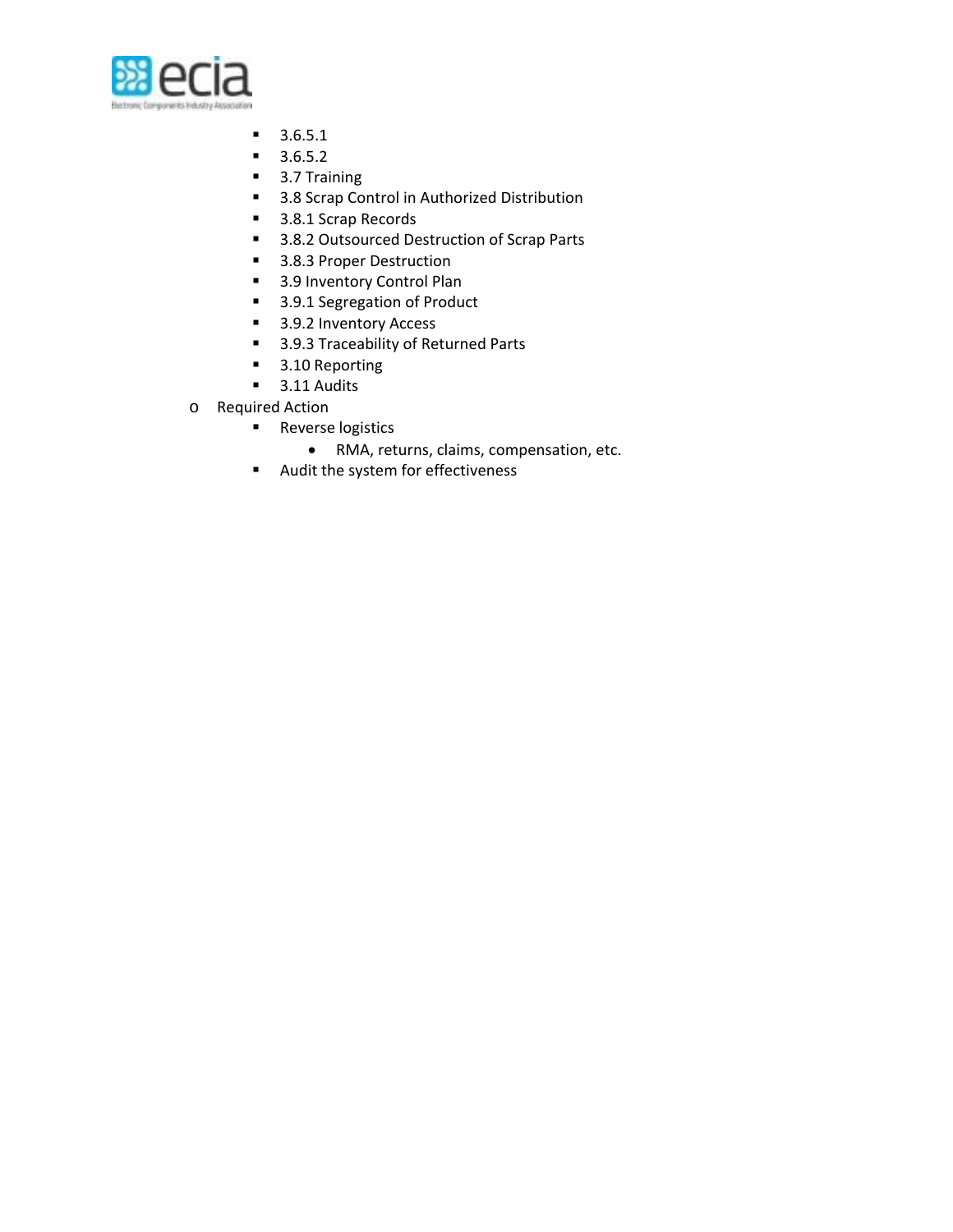- 3.6.5.1
    - 3.6.5.2
    - 3.7 Training
    - 3.8 Scrap Control in Authorized Distribution
    - 3.8.1 Scrap Records
    - 3.8.2 Outsourced Destruction of Scrap Parts
    - 3.8.3 Proper Destruction
    - 3.9 Inventory Control Plan
    - 3.9.1 Segregation of Product
    - 3.9.2 Inventory Access
    - 3.9.3 Traceability of Returned Parts
    - 3.10 Reporting
    - 3.11 Audits
- Required Action
    - Reverse logistics
        - RMA, returns, claims, compensation, etc.
    - Audit the system for effectiveness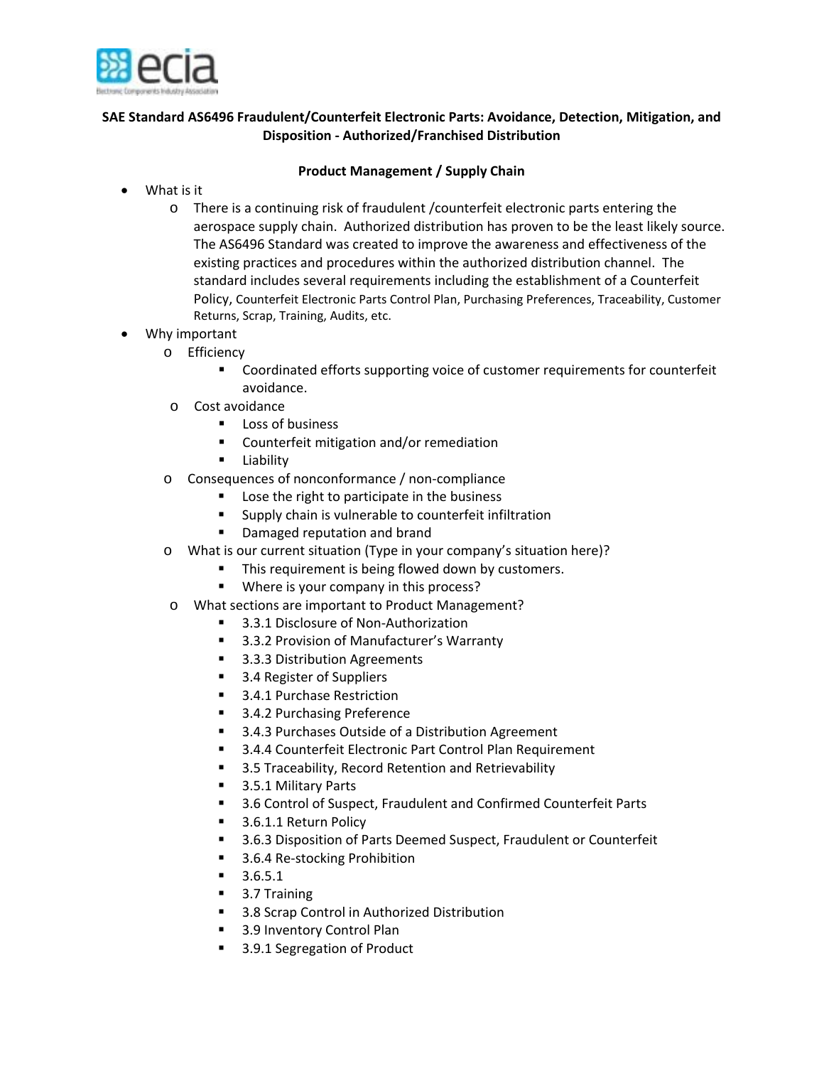**SAE Standard AS6496 Fraudulent/Counterfeit Electronic Parts: Avoidance, Detection, Mitigation, and Disposition - Authorized/Franchised Distribution**

**Product Management / Supply Chain**

- What is it
  - There is a continuing risk of fraudulent /counterfeit electronic parts entering the aerospace supply chain. Authorized distribution has proven to be the least likely source. The AS6496 Standard was created to improve the awareness and effectiveness of the existing practices and procedures within the authorized distribution channel. The standard includes several requirements including the establishment of a Counterfeit Policy, Counterfeit Electronic Parts Control Plan, Purchasing Preferences, Traceability, Customer Returns, Scrap, Training, Audits, etc.
- Why important
  - Efficiency
    - Coordinated efforts supporting voice of customer requirements for counterfeit avoidance.
  - Cost avoidance
    - Loss of business
    - Counterfeit mitigation and/or remediation
    - Liability
  - Consequences of nonconformance / non-compliance
    - Lose the right to participate in the business
    - Supply chain is vulnerable to counterfeit infiltration
    - Damaged reputation and brand
  - What is our current situation (Type in your company's situation here)?
    - This requirement is being flowed down by customers.
    - Where is your company in this process?
  - What sections are important to Product Management?
    - 3.3.1 Disclosure of Non-Authorization
    - 3.3.2 Provision of Manufacturer's Warranty
    - 3.3.3 Distribution Agreements
    - 3.4 Register of Suppliers
    - 3.4.1 Purchase Restriction
    - 3.4.2 Purchasing Preference
    - 3.4.3 Purchases Outside of a Distribution Agreement
    - 3.4.4 Counterfeit Electronic Part Control Plan Requirement
    - 3.5 Traceability, Record Retention and Retrievability
    - 3.5.1 Military Parts
    - 3.6 Control of Suspect, Fraudulent and Confirmed Counterfeit Parts
    - 3.6.1.1 Return Policy
    - 3.6.3 Disposition of Parts Deemed Suspect, Fraudulent or Counterfeit
    - 3.6.4 Re-stocking Prohibition
    - 3.6.5.1
    - 3.7 Training
    - 3.8 Scrap Control in Authorized Distribution
    - 3.9 Inventory Control Plan
    - 3.9.1 Segregation of Product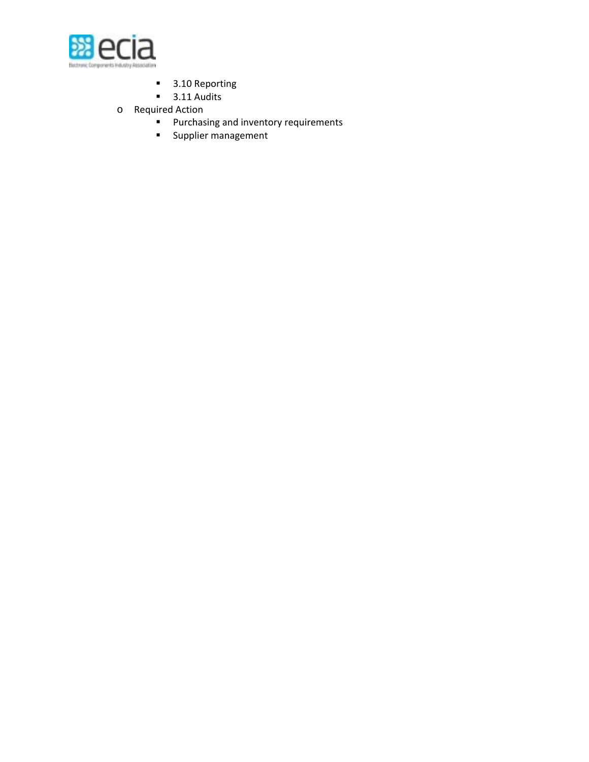- 3.10 Reporting
    - 3.11 Audits
- Required Action
    - Purchasing and inventory requirements
    - Supplier management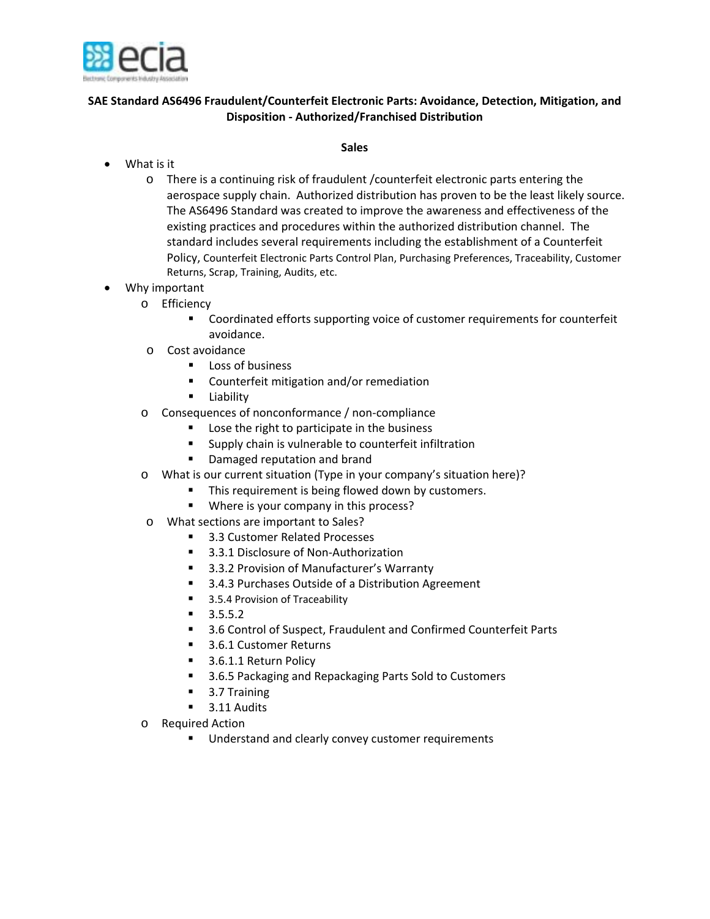**SAE Standard AS6496 Fraudulent/Counterfeit Electronic Parts: Avoidance, Detection, Mitigation, and Disposition - Authorized/Franchised Distribution**

**Sales**

- What is it
  - There is a continuing risk of fraudulent /counterfeit electronic parts entering the aerospace supply chain. Authorized distribution has proven to be the least likely source. The AS6496 Standard was created to improve the awareness and effectiveness of the existing practices and procedures within the authorized distribution channel. The standard includes several requirements including the establishment of a Counterfeit Policy, Counterfeit Electronic Parts Control Plan, Purchasing Preferences, Traceability, Customer Returns, Scrap, Training, Audits, etc.
- Why important
  - Efficiency
    - Coordinated efforts supporting voice of customer requirements for counterfeit avoidance.
  - Cost avoidance
    - Loss of business
    - Counterfeit mitigation and/or remediation
    - Liability
  - Consequences of nonconformance / non-compliance
    - Lose the right to participate in the business
    - Supply chain is vulnerable to counterfeit infiltration
    - Damaged reputation and brand
  - What is our current situation (Type in your company's situation here)?
    - This requirement is being flowed down by customers.
    - Where is your company in this process?
  - What sections are important to Sales?
    - 3.3 Customer Related Processes
    - 3.3.1 Disclosure of Non-Authorization
    - 3.3.2 Provision of Manufacturer's Warranty
    - 3.4.3 Purchases Outside of a Distribution Agreement
    - 3.5.4 Provision of Traceability
    - 3.5.5.2
    - 3.6 Control of Suspect, Fraudulent and Confirmed Counterfeit Parts
    - 3.6.1 Customer Returns
    - 3.6.1.1 Return Policy
    - 3.6.5 Packaging and Repackaging Parts Sold to Customers
    - 3.7 Training
    - 3.11 Audits
  - Required Action
    - Understand and clearly convey customer requirements